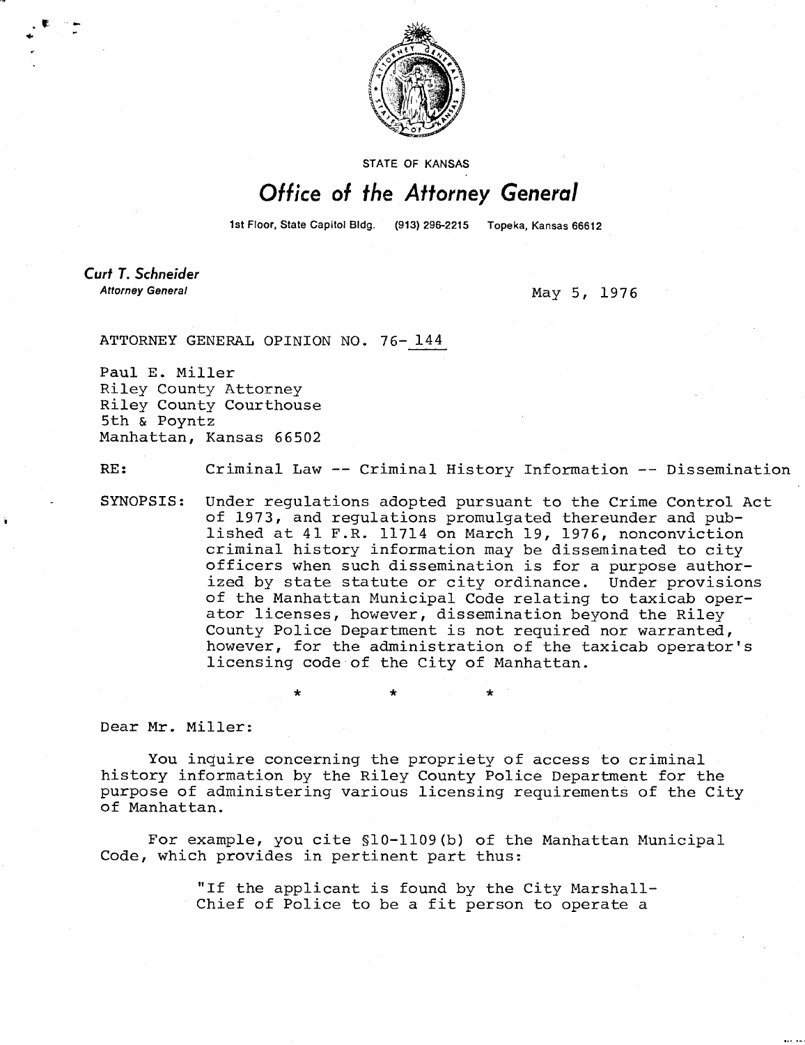STATE OF KANSAS

# Office of the Attorney General

1st Floor, State Capitol Bldg. (913) 296-2215 Topeka, Kansas 66612

**Curt T. Schneider**
*Attorney General*

May 5, 1976

ATTORNEY GENERAL OPINION NO. 76-144

Paul E. Miller
Riley County Attorney
Riley County Courthouse
5th & Poyntz
Manhattan, Kansas 66502

RE: Criminal Law -- Criminal History Information -- Dissemination

SYNOPSIS: Under regulations adopted pursuant to the Crime Control Act of 1973, and regulations promulgated thereunder and published at 41 F.R. 11714 on March 19, 1976, nonconviction criminal history information may be disseminated to city officers when such dissemination is for a purpose authorized by state statute or city ordinance. Under provisions of the Manhattan Municipal Code relating to taxicab operator licenses, however, dissemination beyond the Riley County Police Department is not required nor warranted, however, for the administration of the taxicab operator's licensing code of the City of Manhattan.

\* \* \*

Dear Mr. Miller:

You inquire concerning the propriety of access to criminal history information by the Riley County Police Department for the purpose of administering various licensing requirements of the City of Manhattan.

For example, you cite §10-1109(b) of the Manhattan Municipal Code, which provides in pertinent part thus:

> "If the applicant is found by the City Marshall-Chief of Police to be a fit person to operate a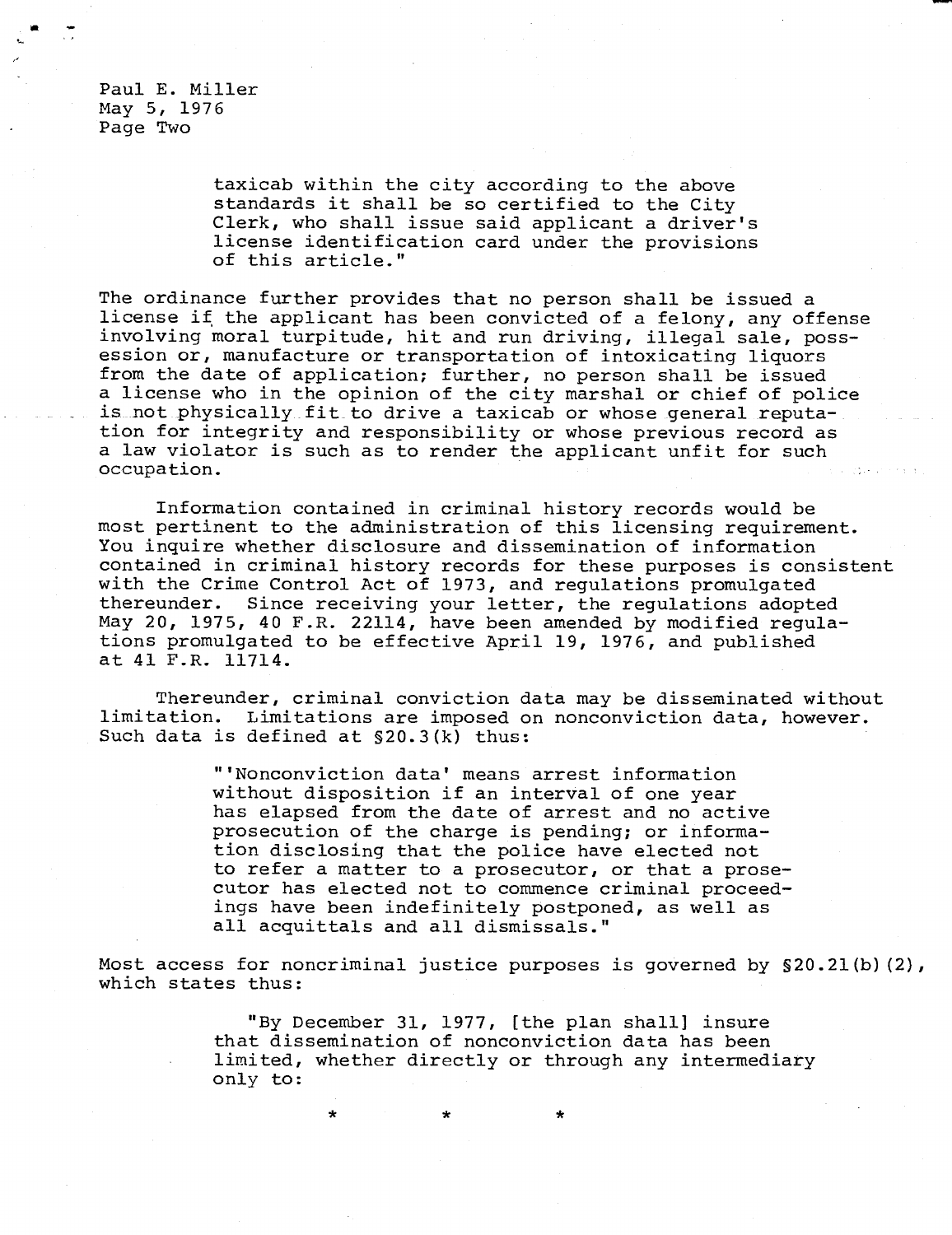taxicab within the city according to the above standards it shall be so certified to the City Clerk, who shall issue said applicant a driver's license identification card under the provisions of this article."

The ordinance further provides that no person shall be issued a license if the applicant has been convicted of a felony, any offense involving moral turpitude, hit and run driving, illegal sale, possession or, manufacture or transportation of intoxicating liquors from the date of application; further, no person shall be issued a license who in the opinion of the city marshal or chief of police is not physically fit to drive a taxicab or whose general reputation for integrity and responsibility or whose previous record as a law violator is such as to render the applicant unfit for such occupation.

Information contained in criminal history records would be most pertinent to the administration of this licensing requirement. You inquire whether disclosure and dissemination of information contained in criminal history records for these purposes is consistent with the Crime Control Act of 1973, and regulations promulgated thereunder. Since receiving your letter, the regulations adopted May 20, 1975, 40 F.R. 22114, have been amended by modified regulations promulgated to be effective April 19, 1976, and published at 41 F.R. 11714.

Thereunder, criminal conviction data may be disseminated without limitation. Limitations are imposed on nonconviction data, however. Such data is defined at §20.3(k) thus:

> "'Nonconviction data' means arrest information without disposition if an interval of one year has elapsed from the date of arrest and no active prosecution of the charge is pending; or information disclosing that the police have elected not to refer a matter to a prosecutor, or that a prosecutor has elected not to commence criminal proceedings have been indefinitely postponed, as well as all acquittals and all dismissals."

Most access for noncriminal justice purposes is governed by §20.21(b)(2), which states thus:

> "By December 31, 1977, [the plan shall] insure that dissemination of nonconviction data has been limited, whether directly or through any intermediary only to:
>
> \* \* \*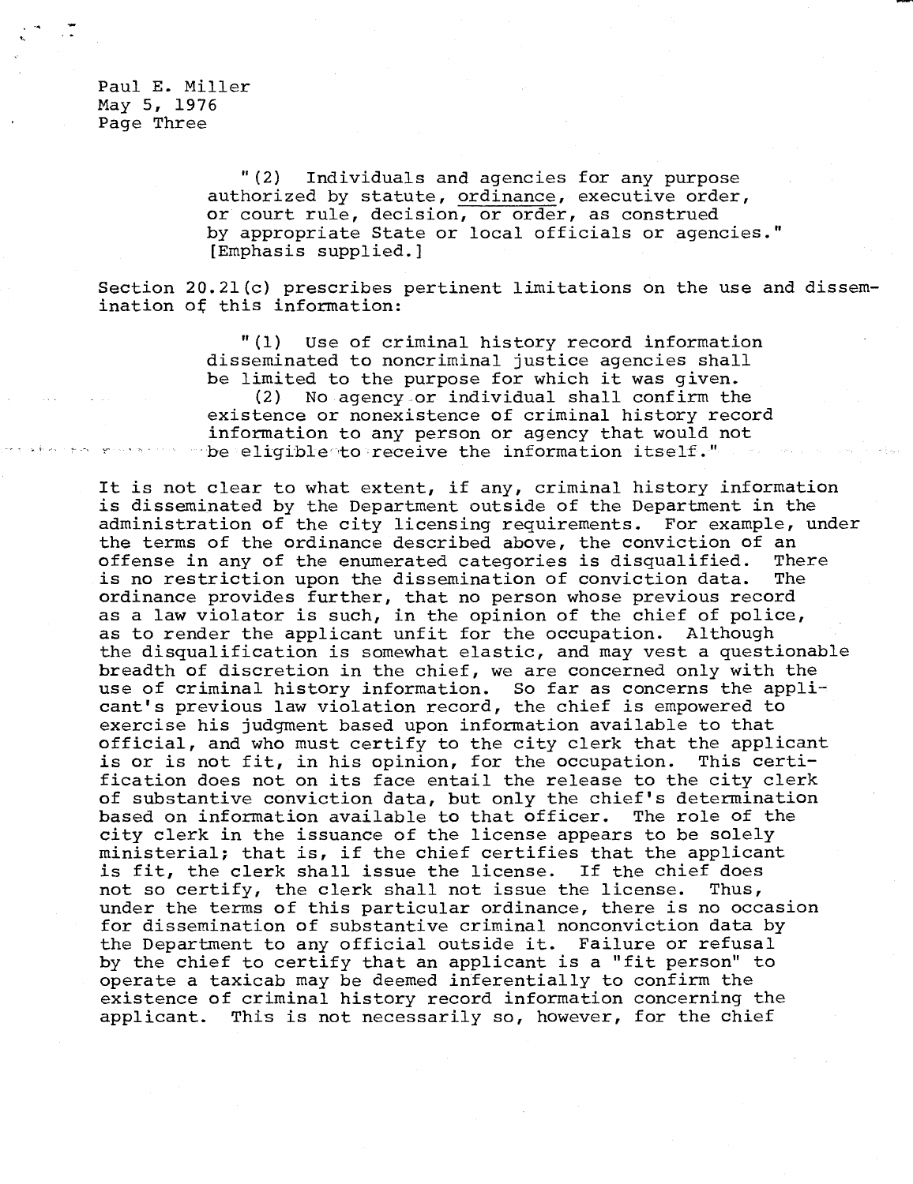"(2) Individuals and agencies for any purpose authorized by statute, ordinance, executive order, or court rule, decision, or order, as construed by appropriate State or local officials or agencies." [Emphasis supplied.]

Section 20.21(c) prescribes pertinent limitations on the use and dissemination of this information:

> "(1) Use of criminal history record information disseminated to noncriminal justice agencies shall be limited to the purpose for which it was given.
> (2) No agency or individual shall confirm the existence or nonexistence of criminal history record information to any person or agency that would not be eligible to receive the information itself."

It is not clear to what extent, if any, criminal history information is disseminated by the Department outside of the Department in the administration of the city licensing requirements. For example, under the terms of the ordinance described above, the conviction of an offense in any of the enumerated categories is disqualified. There is no restriction upon the dissemination of conviction data. The ordinance provides further, that no person whose previous record as a law violator is such, in the opinion of the chief of police, as to render the applicant unfit for the occupation. Although the disqualification is somewhat elastic, and may vest a questionable breadth of discretion in the chief, we are concerned only with the use of criminal history information. So far as concerns the applicant's previous law violation record, the chief is empowered to exercise his judgment based upon information available to that official, and who must certify to the city clerk that the applicant is or is not fit, in his opinion, for the occupation. This certification does not on its face entail the release to the city clerk of substantive conviction data, but only the chief's determination based on information available to that officer. The role of the city clerk in the issuance of the license appears to be solely ministerial; that is, if the chief certifies that the applicant is fit, the clerk shall issue the license. If the chief does not so certify, the clerk shall not issue the license. Thus, under the terms of this particular ordinance, there is no occasion for dissemination of substantive criminal nonconviction data by the Department to any official outside it. Failure or refusal by the chief to certify that an applicant is a "fit person" to operate a taxicab may be deemed inferentially to confirm the existence of criminal history record information concerning the applicant. This is not necessarily so, however, for the chief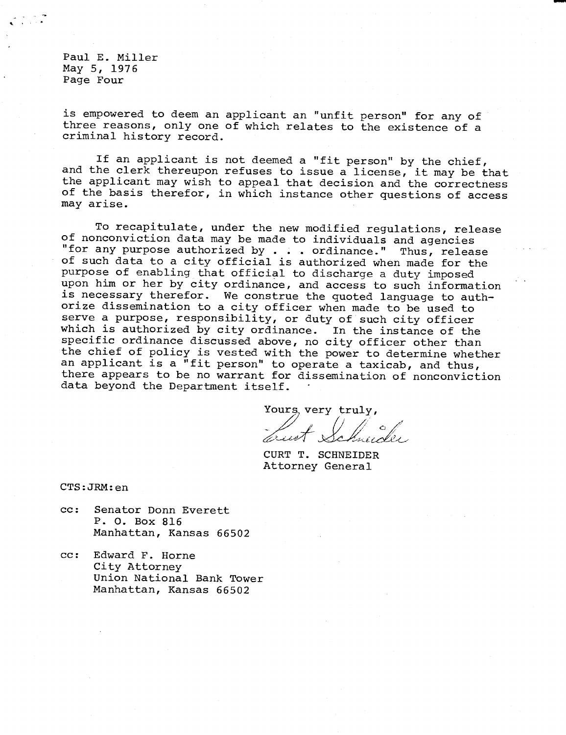is empowered to deem an applicant an "unfit person" for any of three reasons, only one of which relates to the existence of a criminal history record.

If an applicant is not deemed a "fit person" by the chief, and the clerk thereupon refuses to issue a license, it may be that the applicant may wish to appeal that decision and the correctness of the basis therefor, in which instance other questions of access may arise.

To recapitulate, under the new modified regulations, release of nonconviction data may be made to individuals and agencies "for any purpose authorized by . . . ordinance." Thus, release of such data to a city official is authorized when made for the purpose of enabling that official to discharge a duty imposed upon him or her by city ordinance, and access to such information is necessary therefor. We construe the quoted language to authorize dissemination to a city officer when made to be used to serve a purpose, responsibility, or duty of such city officer which is authorized by city ordinance. In the instance of the specific ordinance discussed above, no city officer other than the chief of policy is vested with the power to determine whether an applicant is a "fit person" to operate a taxicab, and thus, there appears to be no warrant for dissemination of nonconviction data beyond the Department itself.

Yours very truly,

CURT T. SCHNEIDER
Attorney General

CTS:JRM:en

cc: Senator Donn Everett
P. O. Box 816
Manhattan, Kansas 66502

cc: Edward F. Horne
City Attorney
Union National Bank Tower
Manhattan, Kansas 66502